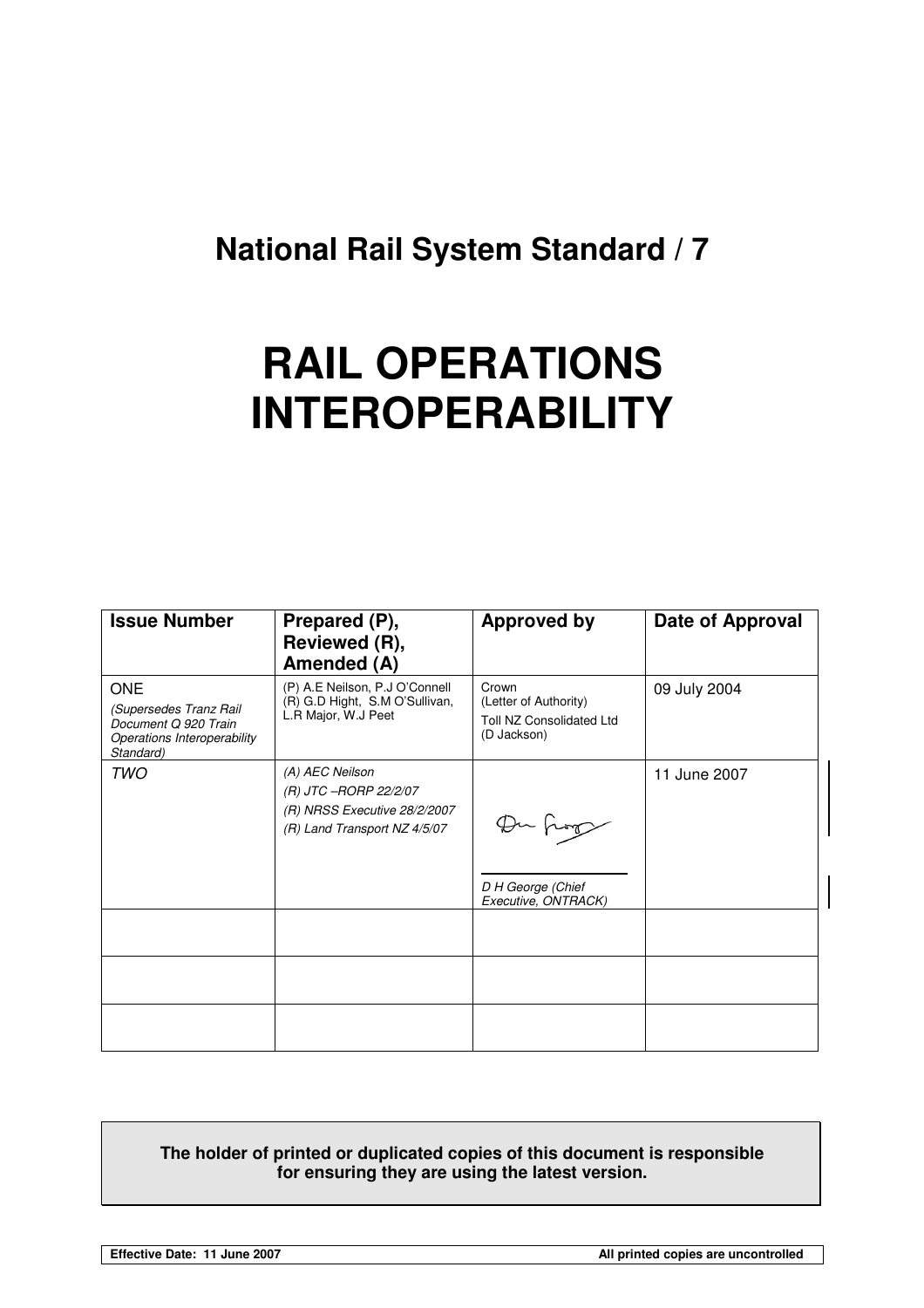# National Rail System Standard / 7

# RAIL OPERATIONS INTEROPERABILITY

| Issue Number | Prepared (P), Reviewed (R), Amended (A) | Approved by | Date of Approval |
|---|---|---|---|
| ONE *(Supersedes Tranz Rail Document Q 920 Train Operations Interoperability Standard)* | (P) A.E Neilson, P.J O'Connell (R) G.D Hight, S.M O'Sullivan, L.R Major, W.J Peet | Crown (Letter of Authority) Toll NZ Consolidated Ltd (D Jackson) | 09 July 2004 |
| *TWO* | *(A) AEC Neilson* *(R) JTC –RORP 22/2/07* *(R) NRSS Executive 28/2/2007* *(R) Land Transport NZ 4/5/07* | *D H George (Chief Executive, ONTRACK)* | 11 June 2007 |
| | | | |
| | | | |
| | | | |

**The holder of printed or duplicated copies of this document is responsible for ensuring they are using the latest version.**

**Effective Date: 11 June 2007** **All printed copies are uncontrolled**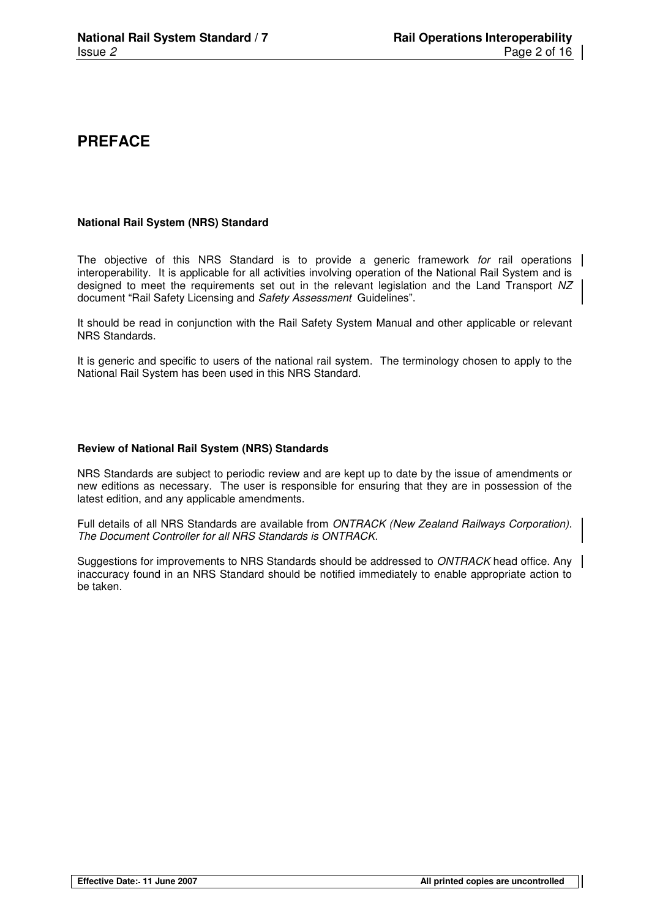# PREFACE

### National Rail System (NRS) Standard

The objective of this NRS Standard is to provide a generic framework *for* rail operations interoperability. It is applicable for all activities involving operation of the National Rail System and is designed to meet the requirements set out in the relevant legislation and the Land Transport *NZ* document "Rail Safety Licensing and *Safety Assessment* Guidelines".

It should be read in conjunction with the Rail Safety System Manual and other applicable or relevant NRS Standards.

It is generic and specific to users of the national rail system. The terminology chosen to apply to the National Rail System has been used in this NRS Standard.

### Review of National Rail System (NRS) Standards

NRS Standards are subject to periodic review and are kept up to date by the issue of amendments or new editions as necessary. The user is responsible for ensuring that they are in possession of the latest edition, and any applicable amendments.

Full details of all NRS Standards are available from *ONTRACK (New Zealand Railways Corporation)*. *The Document Controller for all NRS Standards is ONTRACK.*

Suggestions for improvements to NRS Standards should be addressed to *ONTRACK* head office. Any inaccuracy found in an NRS Standard should be notified immediately to enable appropriate action to be taken.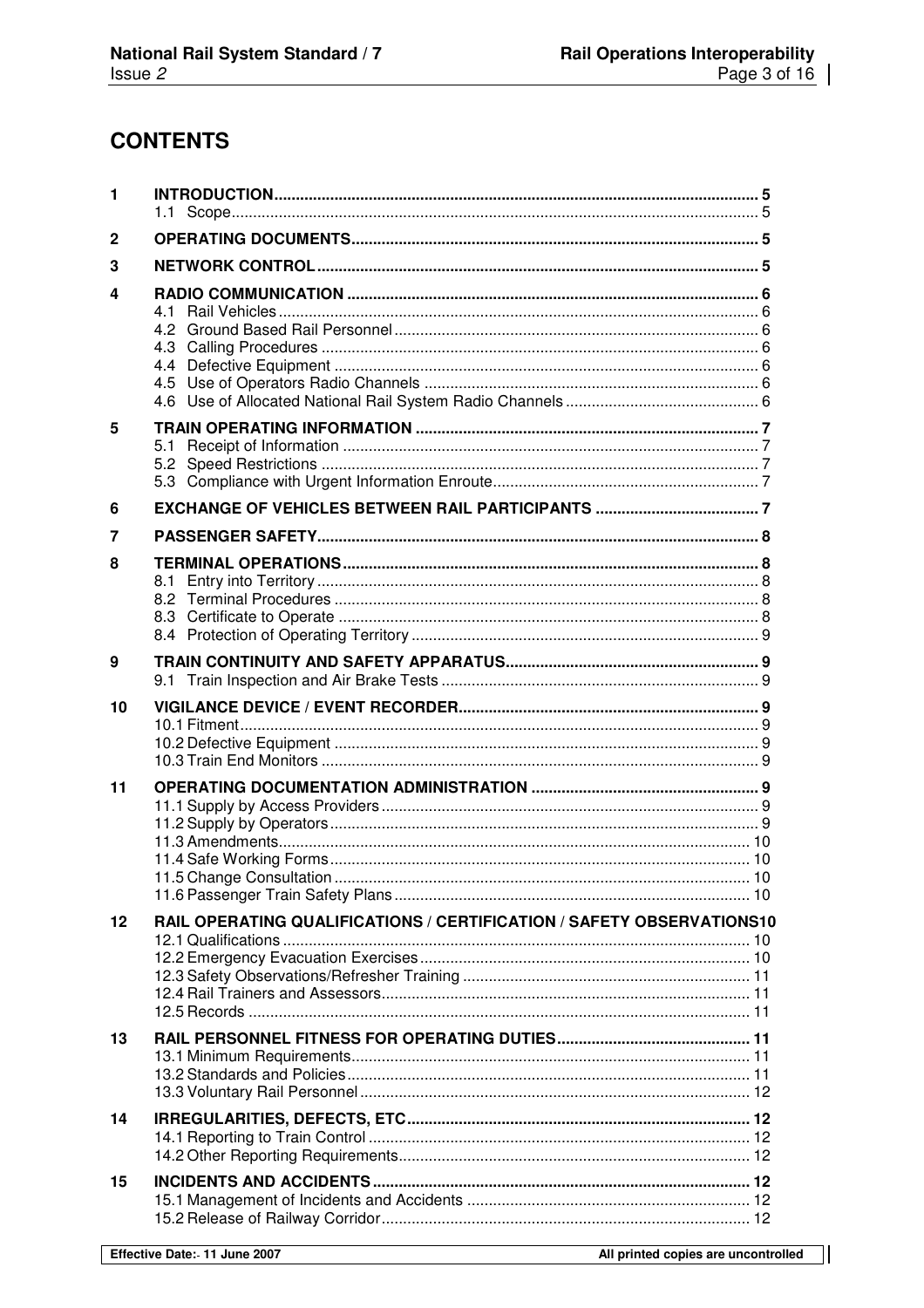# CONTENTS

| | | |
|---|---|---|
| **1** | **INTRODUCTION** | **5** |
| | 1.1 Scope | 5 |
| **2** | **OPERATING DOCUMENTS** | **5** |
| **3** | **NETWORK CONTROL** | **5** |
| **4** | **RADIO COMMUNICATION** | **6** |
| | 4.1 Rail Vehicles | 6 |
| | 4.2 Ground Based Rail Personnel | 6 |
| | 4.3 Calling Procedures | 6 |
| | 4.4 Defective Equipment | 6 |
| | 4.5 Use of Operators Radio Channels | 6 |
| | 4.6 Use of Allocated National Rail System Radio Channels | 6 |
| **5** | **TRAIN OPERATING INFORMATION** | **7** |
| | 5.1 Receipt of Information | 7 |
| | 5.2 Speed Restrictions | 7 |
| | 5.3 Compliance with Urgent Information Enroute | 7 |
| **6** | **EXCHANGE OF VEHICLES BETWEEN RAIL PARTICIPANTS** | **7** |
| **7** | **PASSENGER SAFETY** | **8** |
| **8** | **TERMINAL OPERATIONS** | **8** |
| | 8.1 Entry into Territory | 8 |
| | 8.2 Terminal Procedures | 8 |
| | 8.3 Certificate to Operate | 8 |
| | 8.4 Protection of Operating Territory | 9 |
| **9** | **TRAIN CONTINUITY AND SAFETY APPARATUS** | **9** |
| | 9.1 Train Inspection and Air Brake Tests | 9 |
| **10** | **VIGILANCE DEVICE / EVENT RECORDER** | **9** |
| | 10.1 Fitment | 9 |
| | 10.2 Defective Equipment | 9 |
| | 10.3 Train End Monitors | 9 |
| **11** | **OPERATING DOCUMENTATION ADMINISTRATION** | **9** |
| | 11.1 Supply by Access Providers | 9 |
| | 11.2 Supply by Operators | 9 |
| | 11.3 Amendments | 10 |
| | 11.4 Safe Working Forms | 10 |
| | 11.5 Change Consultation | 10 |
| | 11.6 Passenger Train Safety Plans | 10 |
| **12** | **RAIL OPERATING QUALIFICATIONS / CERTIFICATION / SAFETY OBSERVATIONS** | **10** |
| | 12.1 Qualifications | 10 |
| | 12.2 Emergency Evacuation Exercises | 10 |
| | 12.3 Safety Observations/Refresher Training | 11 |
| | 12.4 Rail Trainers and Assessors | 11 |
| | 12.5 Records | 11 |
| **13** | **RAIL PERSONNEL FITNESS FOR OPERATING DUTIES** | **11** |
| | 13.1 Minimum Requirements | 11 |
| | 13.2 Standards and Policies | 11 |
| | 13.3 Voluntary Rail Personnel | 12 |
| **14** | **IRREGULARITIES, DEFECTS, ETC** | **12** |
| | 14.1 Reporting to Train Control | 12 |
| | 14.2 Other Reporting Requirements | 12 |
| **15** | **INCIDENTS AND ACCIDENTS** | **12** |
| | 15.1 Management of Incidents and Accidents | 12 |
| | 15.2 Release of Railway Corridor | 12 |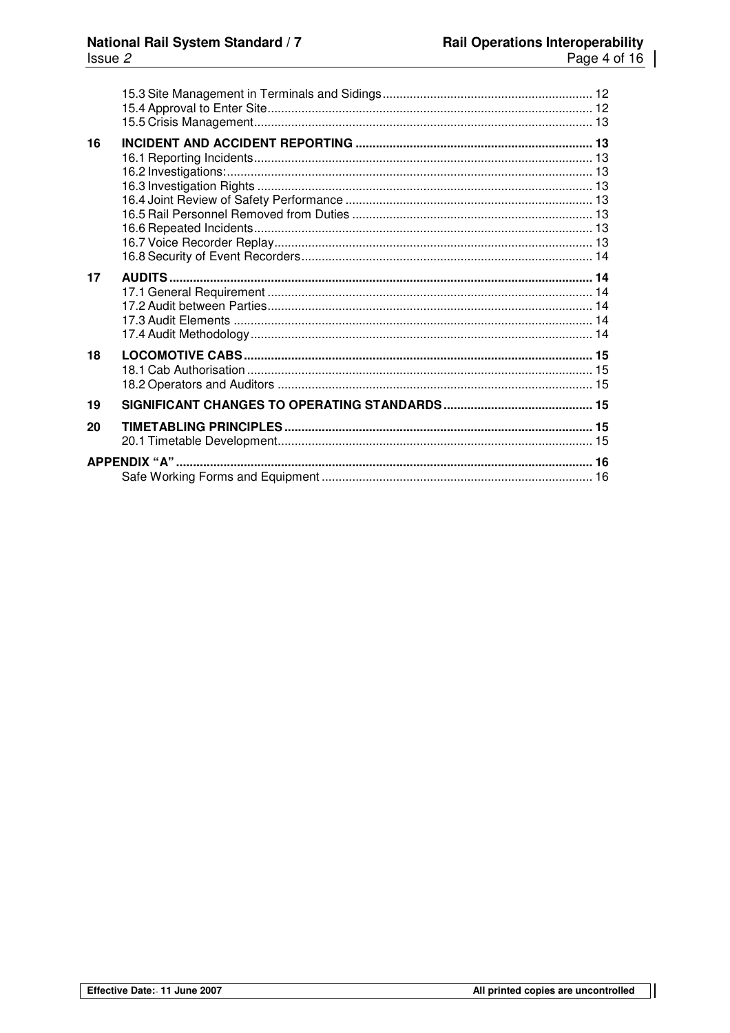| | | |
|---|---|---|
| | 15.3 Site Management in Terminals and Sidings | 12 |
| | 15.4 Approval to Enter Site | 12 |
| | 15.5 Crisis Management | 13 |
| **16** | **INCIDENT AND ACCIDENT REPORTING** | **13** |
| | 16.1 Reporting Incidents | 13 |
| | 16.2 Investigations: | 13 |
| | 16.3 Investigation Rights | 13 |
| | 16.4 Joint Review of Safety Performance | 13 |
| | 16.5 Rail Personnel Removed from Duties | 13 |
| | 16.6 Repeated Incidents | 13 |
| | 16.7 Voice Recorder Replay | 13 |
| | 16.8 Security of Event Recorders | 14 |
| **17** | **AUDITS** | **14** |
| | 17.1 General Requirement | 14 |
| | 17.2 Audit between Parties | 14 |
| | 17.3 Audit Elements | 14 |
| | 17.4 Audit Methodology | 14 |
| **18** | **LOCOMOTIVE CABS** | **15** |
| | 18.1 Cab Authorisation | 15 |
| | 18.2 Operators and Auditors | 15 |
| **19** | **SIGNIFICANT CHANGES TO OPERATING STANDARDS** | **15** |
| **20** | **TIMETABLING PRINCIPLES** | **15** |
| | 20.1 Timetable Development | 15 |
| **APPENDIX "A"** | | **16** |
| | Safe Working Forms and Equipment | 16 |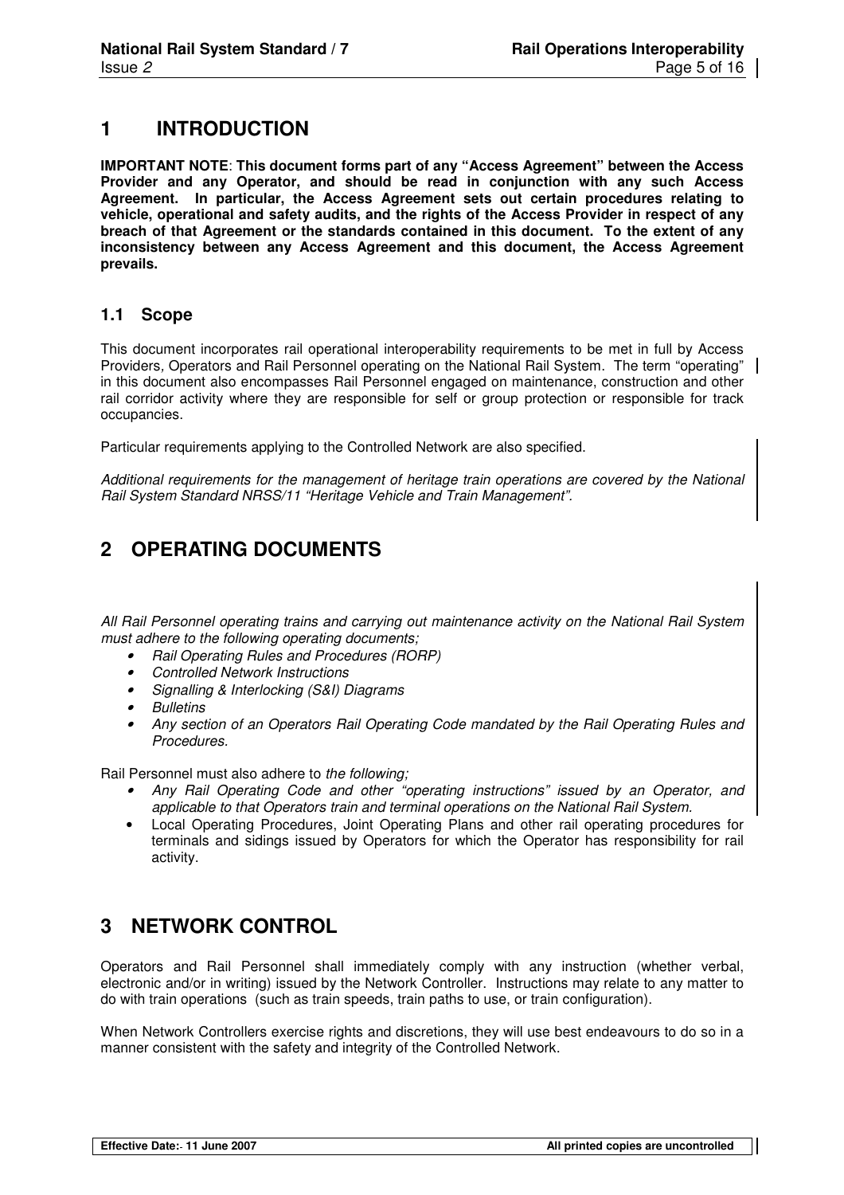# 1 INTRODUCTION

**IMPORTANT NOTE**: **This document forms part of any "Access Agreement" between the Access Provider and any Operator, and should be read in conjunction with any such Access Agreement. In particular, the Access Agreement sets out certain procedures relating to vehicle, operational and safety audits, and the rights of the Access Provider in respect of any breach of that Agreement or the standards contained in this document. To the extent of any inconsistency between any Access Agreement and this document, the Access Agreement prevails.**

## 1.1 Scope

This document incorporates rail operational interoperability requirements to be met in full by Access Providers, Operators and Rail Personnel operating on the National Rail System. The term "operating" in this document also encompasses Rail Personnel engaged on maintenance, construction and other rail corridor activity where they are responsible for self or group protection or responsible for track occupancies.

Particular requirements applying to the Controlled Network are also specified.

*Additional requirements for the management of heritage train operations are covered by the National Rail System Standard NRSS/11 "Heritage Vehicle and Train Management".*

# 2 OPERATING DOCUMENTS

*All Rail Personnel operating trains and carrying out maintenance activity on the National Rail System must adhere to the following operating documents;*

- *Rail Operating Rules and Procedures (RORP)*
- *Controlled Network Instructions*
- *Signalling & Interlocking (S&I) Diagrams*
- *Bulletins*
- *Any section of an Operators Rail Operating Code mandated by the Rail Operating Rules and Procedures.*

Rail Personnel must also adhere to *the following;*

- *Any Rail Operating Code and other "operating instructions" issued by an Operator, and applicable to that Operators train and terminal operations on the National Rail System.*
- Local Operating Procedures, Joint Operating Plans and other rail operating procedures for terminals and sidings issued by Operators for which the Operator has responsibility for rail activity.

# 3 NETWORK CONTROL

Operators and Rail Personnel shall immediately comply with any instruction (whether verbal, electronic and/or in writing) issued by the Network Controller. Instructions may relate to any matter to do with train operations (such as train speeds, train paths to use, or train configuration).

When Network Controllers exercise rights and discretions, they will use best endeavours to do so in a manner consistent with the safety and integrity of the Controlled Network.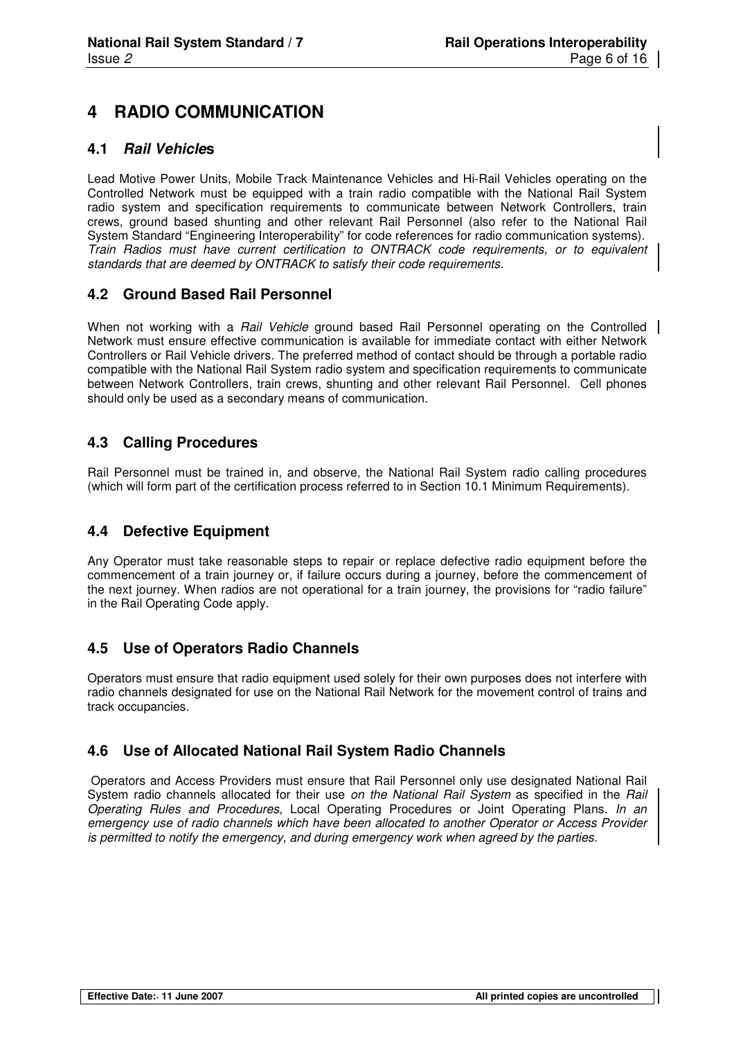# 4 RADIO COMMUNICATION

## 4.1 ***Rail Vehicle*s**

Lead Motive Power Units, Mobile Track Maintenance Vehicles and Hi-Rail Vehicles operating on the Controlled Network must be equipped with a train radio compatible with the National Rail System radio system and specification requirements to communicate between Network Controllers, train crews, ground based shunting and other relevant Rail Personnel (also refer to the National Rail System Standard "Engineering Interoperability" for code references for radio communication systems). *Train Radios must have current certification to ONTRACK code requirements, or to equivalent standards that are deemed by ONTRACK to satisfy their code requirements.*

## 4.2 Ground Based Rail Personnel

When not working with a *Rail Vehicle* ground based Rail Personnel operating on the Controlled Network must ensure effective communication is available for immediate contact with either Network Controllers or Rail Vehicle drivers. The preferred method of contact should be through a portable radio compatible with the National Rail System radio system and specification requirements to communicate between Network Controllers, train crews, shunting and other relevant Rail Personnel. Cell phones should only be used as a secondary means of communication.

## 4.3 Calling Procedures

Rail Personnel must be trained in, and observe, the National Rail System radio calling procedures (which will form part of the certification process referred to in Section 10.1 Minimum Requirements).

## 4.4 Defective Equipment

Any Operator must take reasonable steps to repair or replace defective radio equipment before the commencement of a train journey or, if failure occurs during a journey, before the commencement of the next journey. When radios are not operational for a train journey, the provisions for "radio failure" in the Rail Operating Code apply.

## 4.5 Use of Operators Radio Channels

Operators must ensure that radio equipment used solely for their own purposes does not interfere with radio channels designated for use on the National Rail Network for the movement control of trains and track occupancies.

## 4.6 Use of Allocated National Rail System Radio Channels

Operators and Access Providers must ensure that Rail Personnel only use designated National Rail System radio channels allocated for their use *on the National Rail System* as specified in the *Rail Operating Rules and Procedures*, Local Operating Procedures or Joint Operating Plans. *In an emergency use of radio channels which have been allocated to another Operator or Access Provider is permitted to notify the emergency, and during emergency work when agreed by the parties.*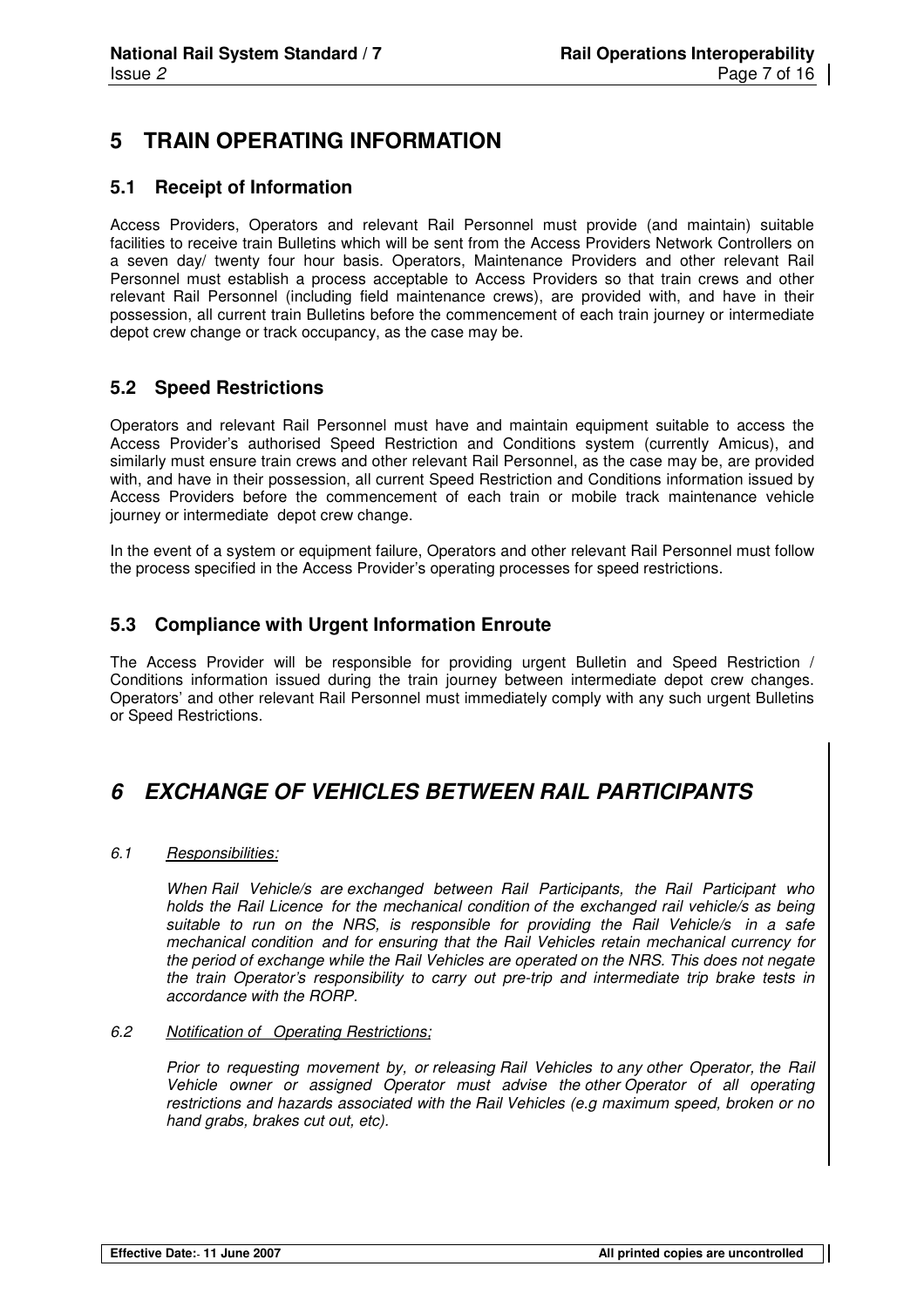# 5 TRAIN OPERATING INFORMATION

## 5.1 Receipt of Information

Access Providers, Operators and relevant Rail Personnel must provide (and maintain) suitable facilities to receive train Bulletins which will be sent from the Access Providers Network Controllers on a seven day/ twenty four hour basis. Operators, Maintenance Providers and other relevant Rail Personnel must establish a process acceptable to Access Providers so that train crews and other relevant Rail Personnel (including field maintenance crews), are provided with, and have in their possession, all current train Bulletins before the commencement of each train journey or intermediate depot crew change or track occupancy, as the case may be.

## 5.2 Speed Restrictions

Operators and relevant Rail Personnel must have and maintain equipment suitable to access the Access Provider's authorised Speed Restriction and Conditions system (currently Amicus), and similarly must ensure train crews and other relevant Rail Personnel, as the case may be, are provided with, and have in their possession, all current Speed Restriction and Conditions information issued by Access Providers before the commencement of each train or mobile track maintenance vehicle journey or intermediate depot crew change.

In the event of a system or equipment failure, Operators and other relevant Rail Personnel must follow the process specified in the Access Provider's operating processes for speed restrictions.

## 5.3 Compliance with Urgent Information Enroute

The Access Provider will be responsible for providing urgent Bulletin and Speed Restriction / Conditions information issued during the train journey between intermediate depot crew changes. Operators' and other relevant Rail Personnel must immediately comply with any such urgent Bulletins or Speed Restrictions.

# *6 EXCHANGE OF VEHICLES BETWEEN RAIL PARTICIPANTS*

*6.1 Responsibilities:*

*When Rail Vehicle/s are exchanged between Rail Participants, the Rail Participant who holds the Rail Licence for the mechanical condition of the exchanged rail vehicle/s as being suitable to run on the NRS, is responsible for providing the Rail Vehicle/s in a safe mechanical condition and for ensuring that the Rail Vehicles retain mechanical currency for the period of exchange while the Rail Vehicles are operated on the NRS. This does not negate the train Operator's responsibility to carry out pre-trip and intermediate trip brake tests in accordance with the RORP.*

*6.2 Notification of Operating Restrictions;*

*Prior to requesting movement by, or releasing Rail Vehicles to any other Operator, the Rail Vehicle owner or assigned Operator must advise the other Operator of all operating restrictions and hazards associated with the Rail Vehicles (e.g maximum speed, broken or no hand grabs, brakes cut out, etc).*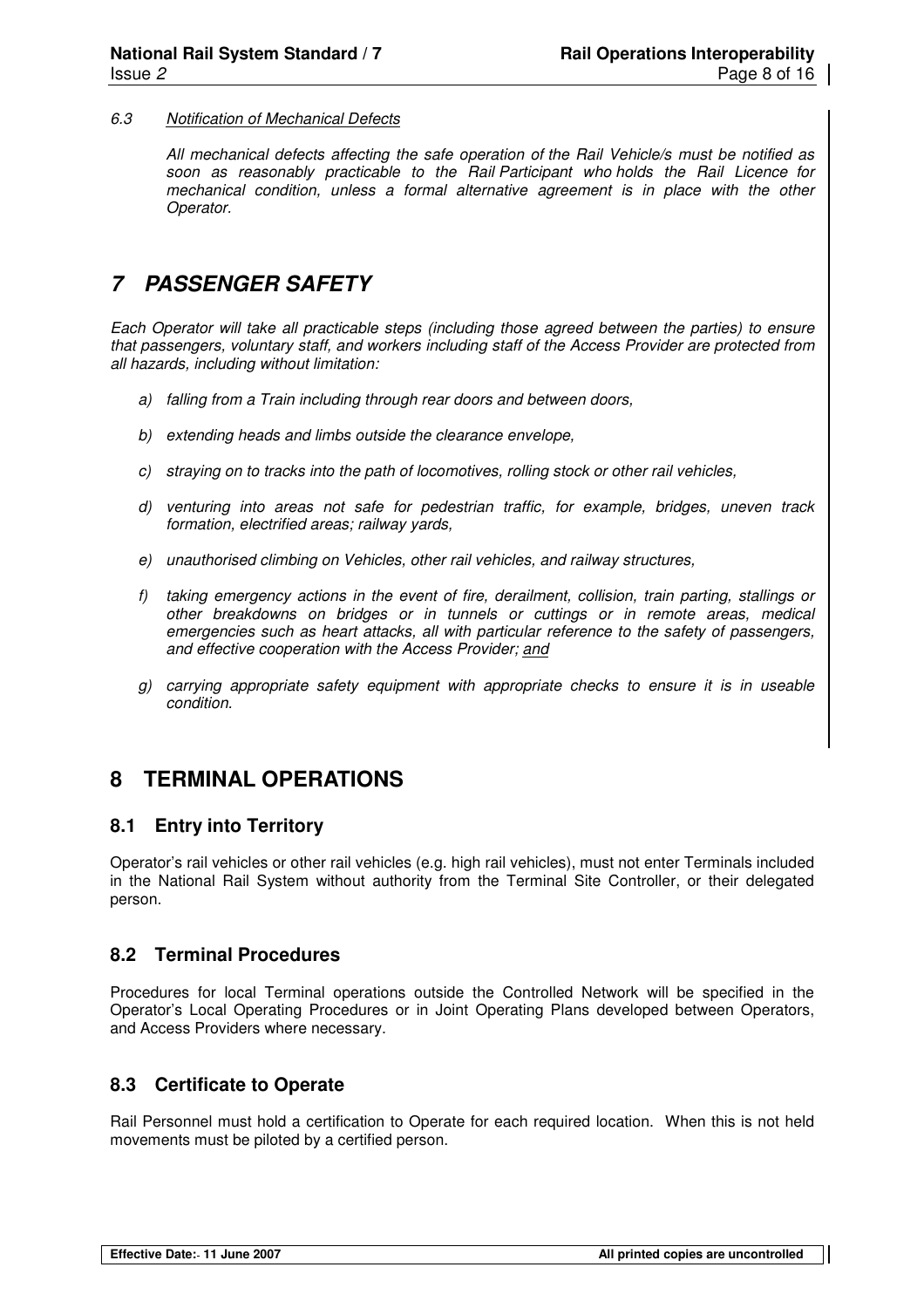*6.3 Notification of Mechanical Defects*

*All mechanical defects affecting the safe operation of the Rail Vehicle/s must be notified as soon as reasonably practicable to the Rail Participant who holds the Rail Licence for mechanical condition, unless a formal alternative agreement is in place with the other Operator.*

# *7 PASSENGER SAFETY*

*Each Operator will take all practicable steps (including those agreed between the parties) to ensure that passengers, voluntary staff, and workers including staff of the Access Provider are protected from all hazards, including without limitation:*

*a) falling from a Train including through rear doors and between doors,*

*b) extending heads and limbs outside the clearance envelope,*

*c) straying on to tracks into the path of locomotives, rolling stock or other rail vehicles,*

*d) venturing into areas not safe for pedestrian traffic, for example, bridges, uneven track formation, electrified areas; railway yards,*

*e) unauthorised climbing on Vehicles, other rail vehicles, and railway structures,*

*f) taking emergency actions in the event of fire, derailment, collision, train parting, stallings or other breakdowns on bridges or in tunnels or cuttings or in remote areas, medical emergencies such as heart attacks, all with particular reference to the safety of passengers, and effective cooperation with the Access Provider; and*

*g) carrying appropriate safety equipment with appropriate checks to ensure it is in useable condition.*

# 8 TERMINAL OPERATIONS

## 8.1 Entry into Territory

Operator's rail vehicles or other rail vehicles (e.g. high rail vehicles), must not enter Terminals included in the National Rail System without authority from the Terminal Site Controller, or their delegated person.

## 8.2 Terminal Procedures

Procedures for local Terminal operations outside the Controlled Network will be specified in the Operator's Local Operating Procedures or in Joint Operating Plans developed between Operators, and Access Providers where necessary.

## 8.3 Certificate to Operate

Rail Personnel must hold a certification to Operate for each required location. When this is not held movements must be piloted by a certified person.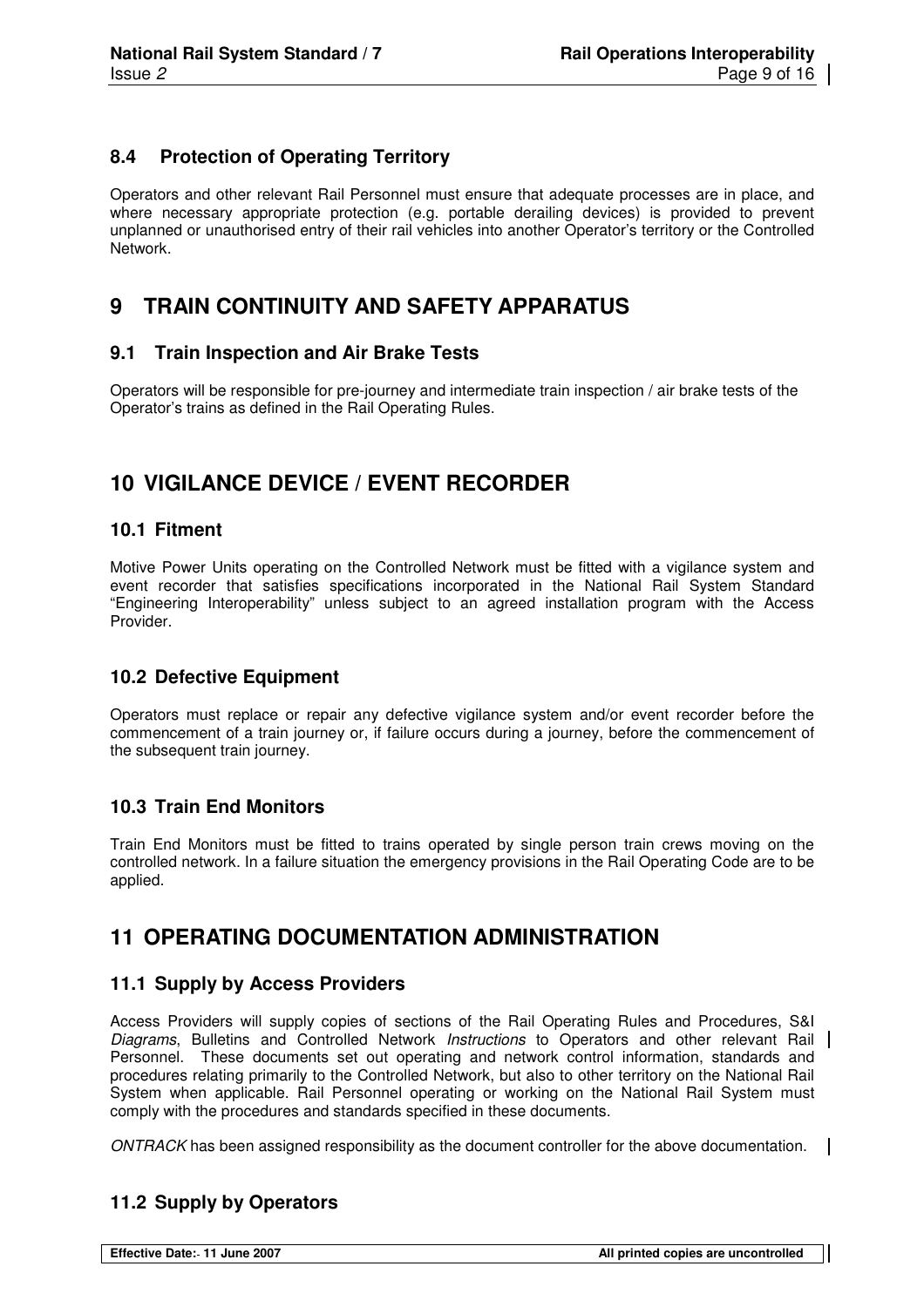### 8.4 Protection of Operating Territory

Operators and other relevant Rail Personnel must ensure that adequate processes are in place, and where necessary appropriate protection (e.g. portable derailing devices) is provided to prevent unplanned or unauthorised entry of their rail vehicles into another Operator's territory or the Controlled Network.

## 9 TRAIN CONTINUITY AND SAFETY APPARATUS

### 9.1 Train Inspection and Air Brake Tests

Operators will be responsible for pre-journey and intermediate train inspection / air brake tests of the Operator's trains as defined in the Rail Operating Rules.

## 10 VIGILANCE DEVICE / EVENT RECORDER

### 10.1 Fitment

Motive Power Units operating on the Controlled Network must be fitted with a vigilance system and event recorder that satisfies specifications incorporated in the National Rail System Standard "Engineering Interoperability" unless subject to an agreed installation program with the Access Provider.

### 10.2 Defective Equipment

Operators must replace or repair any defective vigilance system and/or event recorder before the commencement of a train journey or, if failure occurs during a journey, before the commencement of the subsequent train journey.

### 10.3 Train End Monitors

Train End Monitors must be fitted to trains operated by single person train crews moving on the controlled network. In a failure situation the emergency provisions in the Rail Operating Code are to be applied.

## 11 OPERATING DOCUMENTATION ADMINISTRATION

### 11.1 Supply by Access Providers

Access Providers will supply copies of sections of the Rail Operating Rules and Procedures, S&I *Diagrams*, Bulletins and Controlled Network *Instructions* to Operators and other relevant Rail Personnel. These documents set out operating and network control information, standards and procedures relating primarily to the Controlled Network, but also to other territory on the National Rail System when applicable. Rail Personnel operating or working on the National Rail System must comply with the procedures and standards specified in these documents.

*ONTRACK* has been assigned responsibility as the document controller for the above documentation.

### 11.2 Supply by Operators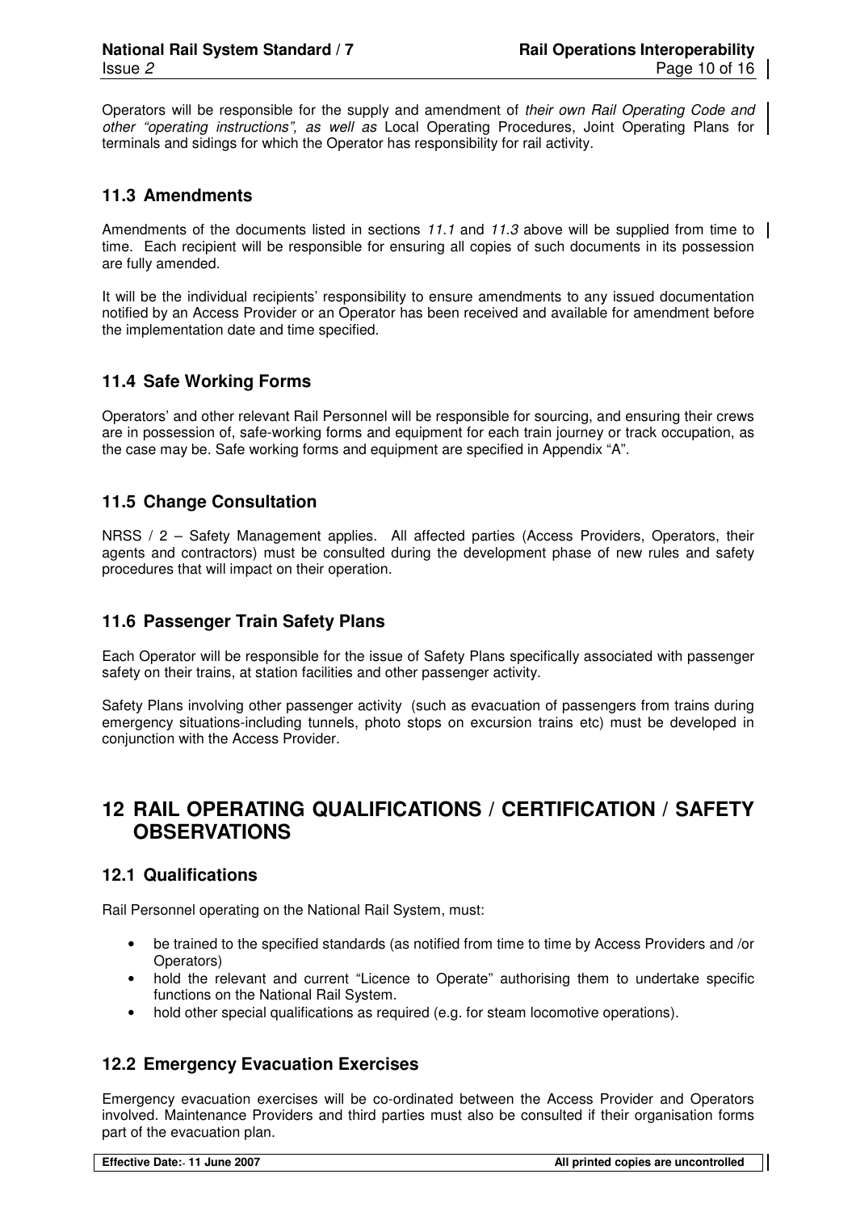Operators will be responsible for the supply and amendment of *their own Rail Operating Code and other "operating instructions", as well as* Local Operating Procedures, Joint Operating Plans for terminals and sidings for which the Operator has responsibility for rail activity.

## 11.3 Amendments

Amendments of the documents listed in sections *11.1* and *11.3* above will be supplied from time to time. Each recipient will be responsible for ensuring all copies of such documents in its possession are fully amended.

It will be the individual recipients' responsibility to ensure amendments to any issued documentation notified by an Access Provider or an Operator has been received and available for amendment before the implementation date and time specified.

## 11.4 Safe Working Forms

Operators' and other relevant Rail Personnel will be responsible for sourcing, and ensuring their crews are in possession of, safe-working forms and equipment for each train journey or track occupation, as the case may be. Safe working forms and equipment are specified in Appendix "A".

## 11.5 Change Consultation

NRSS / 2 – Safety Management applies. All affected parties (Access Providers, Operators, their agents and contractors) must be consulted during the development phase of new rules and safety procedures that will impact on their operation.

## 11.6 Passenger Train Safety Plans

Each Operator will be responsible for the issue of Safety Plans specifically associated with passenger safety on their trains, at station facilities and other passenger activity.

Safety Plans involving other passenger activity (such as evacuation of passengers from trains during emergency situations-including tunnels, photo stops on excursion trains etc) must be developed in conjunction with the Access Provider.

# 12 RAIL OPERATING QUALIFICATIONS / CERTIFICATION / SAFETY OBSERVATIONS

## 12.1 Qualifications

Rail Personnel operating on the National Rail System, must:

- be trained to the specified standards (as notified from time to time by Access Providers and /or Operators)
- hold the relevant and current "Licence to Operate" authorising them to undertake specific functions on the National Rail System.
- hold other special qualifications as required (e.g. for steam locomotive operations).

## 12.2 Emergency Evacuation Exercises

Emergency evacuation exercises will be co-ordinated between the Access Provider and Operators involved. Maintenance Providers and third parties must also be consulted if their organisation forms part of the evacuation plan.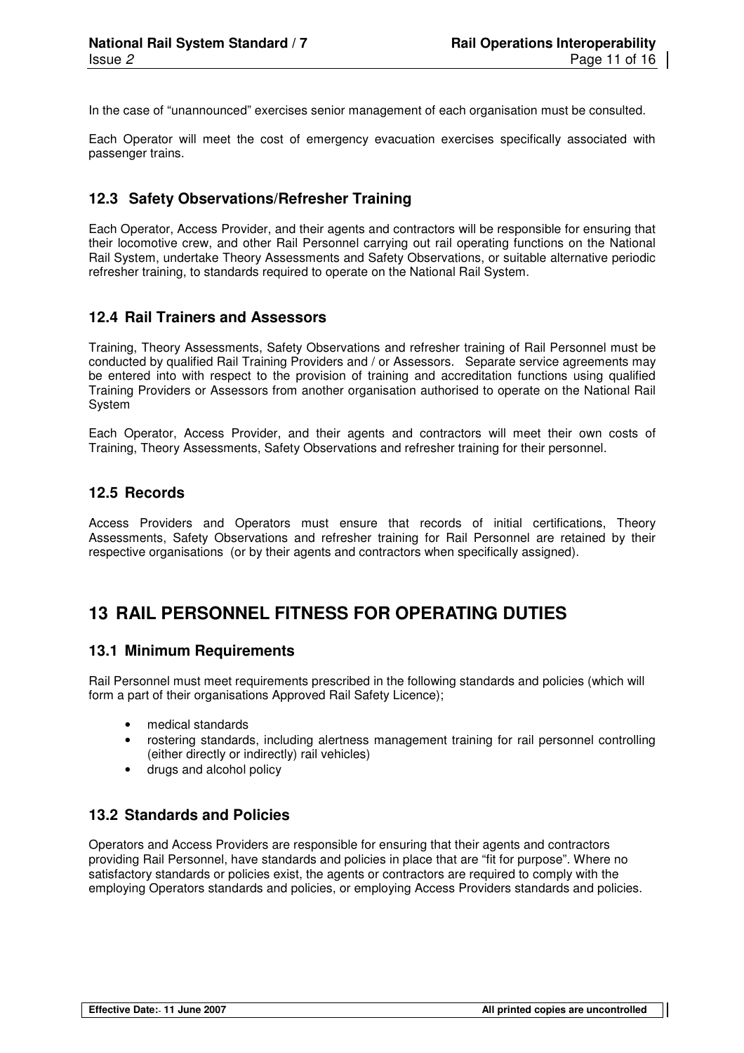In the case of "unannounced" exercises senior management of each organisation must be consulted.

Each Operator will meet the cost of emergency evacuation exercises specifically associated with passenger trains.

### 12.3 Safety Observations/Refresher Training

Each Operator, Access Provider, and their agents and contractors will be responsible for ensuring that their locomotive crew, and other Rail Personnel carrying out rail operating functions on the National Rail System, undertake Theory Assessments and Safety Observations, or suitable alternative periodic refresher training, to standards required to operate on the National Rail System.

### 12.4 Rail Trainers and Assessors

Training, Theory Assessments, Safety Observations and refresher training of Rail Personnel must be conducted by qualified Rail Training Providers and / or Assessors. Separate service agreements may be entered into with respect to the provision of training and accreditation functions using qualified Training Providers or Assessors from another organisation authorised to operate on the National Rail System

Each Operator, Access Provider, and their agents and contractors will meet their own costs of Training, Theory Assessments, Safety Observations and refresher training for their personnel.

### 12.5 Records

Access Providers and Operators must ensure that records of initial certifications, Theory Assessments, Safety Observations and refresher training for Rail Personnel are retained by their respective organisations (or by their agents and contractors when specifically assigned).

## 13 RAIL PERSONNEL FITNESS FOR OPERATING DUTIES

### 13.1 Minimum Requirements

Rail Personnel must meet requirements prescribed in the following standards and policies (which will form a part of their organisations Approved Rail Safety Licence);

- medical standards
- rostering standards, including alertness management training for rail personnel controlling (either directly or indirectly) rail vehicles)
- drugs and alcohol policy

### 13.2 Standards and Policies

Operators and Access Providers are responsible for ensuring that their agents and contractors providing Rail Personnel, have standards and policies in place that are "fit for purpose". Where no satisfactory standards or policies exist, the agents or contractors are required to comply with the employing Operators standards and policies, or employing Access Providers standards and policies.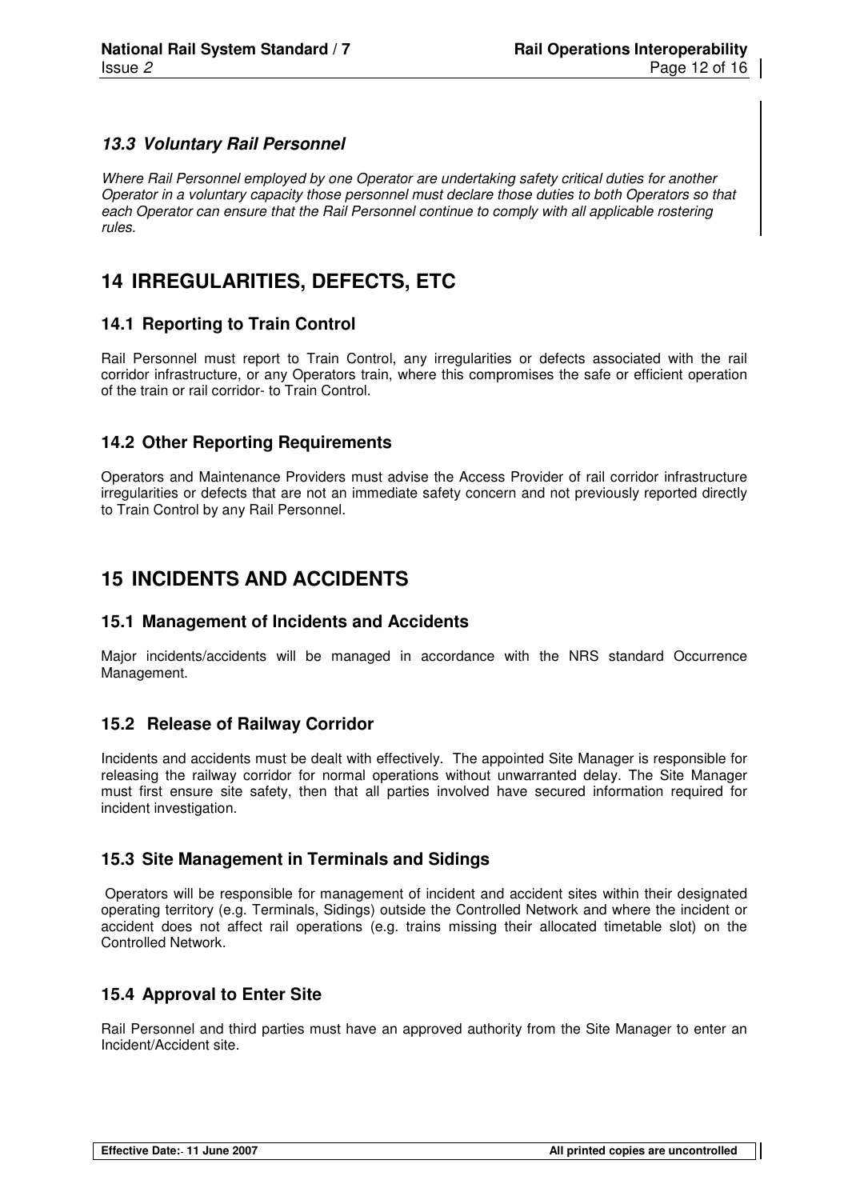### *13.3 Voluntary Rail Personnel*

*Where Rail Personnel employed by one Operator are undertaking safety critical duties for another Operator in a voluntary capacity those personnel must declare those duties to both Operators so that each Operator can ensure that the Rail Personnel continue to comply with all applicable rostering rules.*

# 14 IRREGULARITIES, DEFECTS, ETC

## 14.1 Reporting to Train Control

Rail Personnel must report to Train Control, any irregularities or defects associated with the rail corridor infrastructure, or any Operators train, where this compromises the safe or efficient operation of the train or rail corridor- to Train Control.

## 14.2 Other Reporting Requirements

Operators and Maintenance Providers must advise the Access Provider of rail corridor infrastructure irregularities or defects that are not an immediate safety concern and not previously reported directly to Train Control by any Rail Personnel.

# 15 INCIDENTS AND ACCIDENTS

## 15.1 Management of Incidents and Accidents

Major incidents/accidents will be managed in accordance with the NRS standard Occurrence Management.

## 15.2 Release of Railway Corridor

Incidents and accidents must be dealt with effectively. The appointed Site Manager is responsible for releasing the railway corridor for normal operations without unwarranted delay. The Site Manager must first ensure site safety, then that all parties involved have secured information required for incident investigation.

## 15.3 Site Management in Terminals and Sidings

Operators will be responsible for management of incident and accident sites within their designated operating territory (e.g. Terminals, Sidings) outside the Controlled Network and where the incident or accident does not affect rail operations (e.g. trains missing their allocated timetable slot) on the Controlled Network.

## 15.4 Approval to Enter Site

Rail Personnel and third parties must have an approved authority from the Site Manager to enter an Incident/Accident site.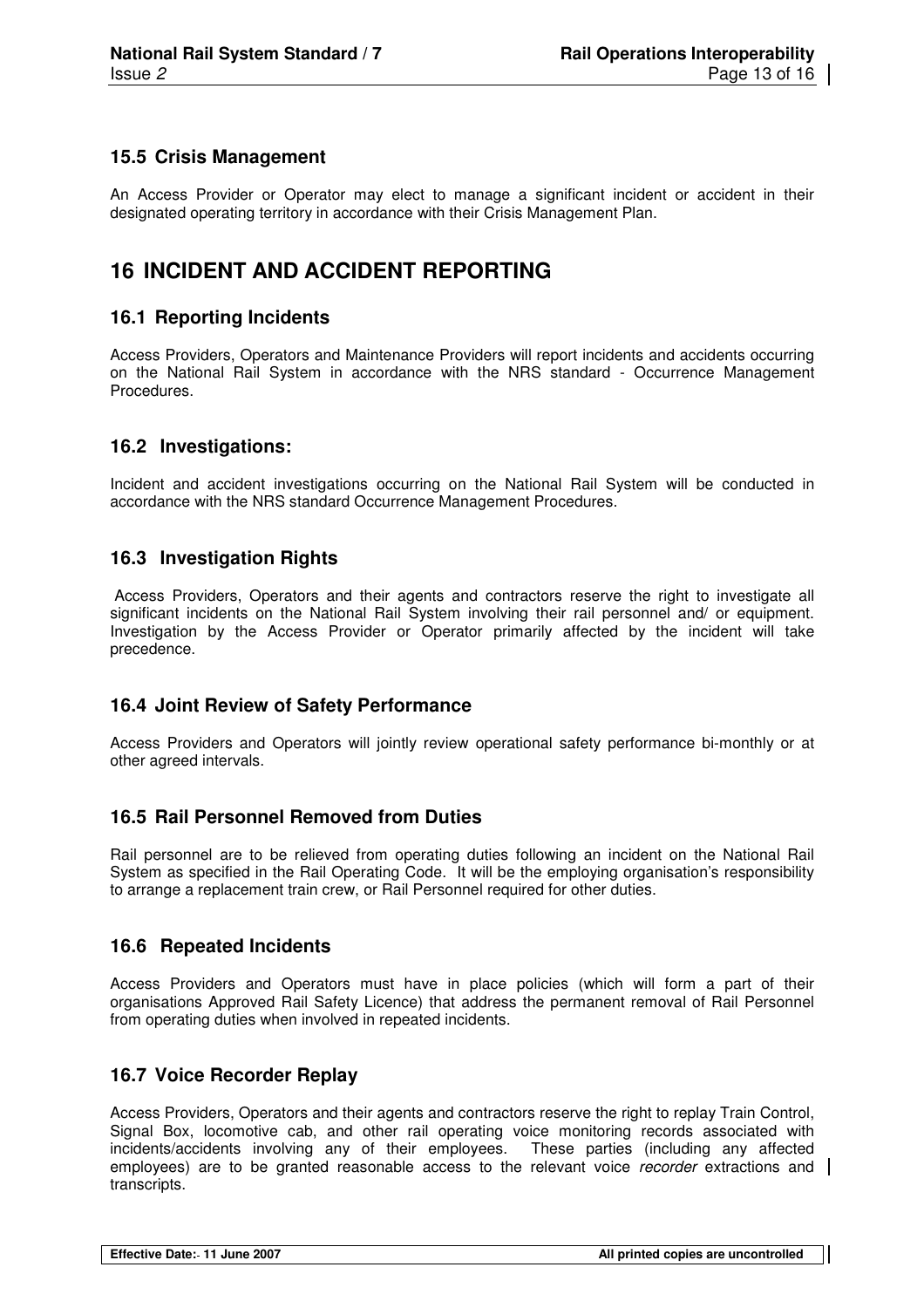## 15.5 Crisis Management

An Access Provider or Operator may elect to manage a significant incident or accident in their designated operating territory in accordance with their Crisis Management Plan.

# 16 INCIDENT AND ACCIDENT REPORTING

## 16.1 Reporting Incidents

Access Providers, Operators and Maintenance Providers will report incidents and accidents occurring on the National Rail System in accordance with the NRS standard - Occurrence Management Procedures.

## 16.2 Investigations:

Incident and accident investigations occurring on the National Rail System will be conducted in accordance with the NRS standard Occurrence Management Procedures.

## 16.3 Investigation Rights

Access Providers, Operators and their agents and contractors reserve the right to investigate all significant incidents on the National Rail System involving their rail personnel and/ or equipment. Investigation by the Access Provider or Operator primarily affected by the incident will take precedence.

## 16.4 Joint Review of Safety Performance

Access Providers and Operators will jointly review operational safety performance bi-monthly or at other agreed intervals.

## 16.5 Rail Personnel Removed from Duties

Rail personnel are to be relieved from operating duties following an incident on the National Rail System as specified in the Rail Operating Code. It will be the employing organisation's responsibility to arrange a replacement train crew, or Rail Personnel required for other duties.

## 16.6 Repeated Incidents

Access Providers and Operators must have in place policies (which will form a part of their organisations Approved Rail Safety Licence) that address the permanent removal of Rail Personnel from operating duties when involved in repeated incidents.

## 16.7 Voice Recorder Replay

Access Providers, Operators and their agents and contractors reserve the right to replay Train Control, Signal Box, locomotive cab, and other rail operating voice monitoring records associated with incidents/accidents involving any of their employees. These parties (including any affected employees) are to be granted reasonable access to the relevant voice *recorder* extractions and transcripts.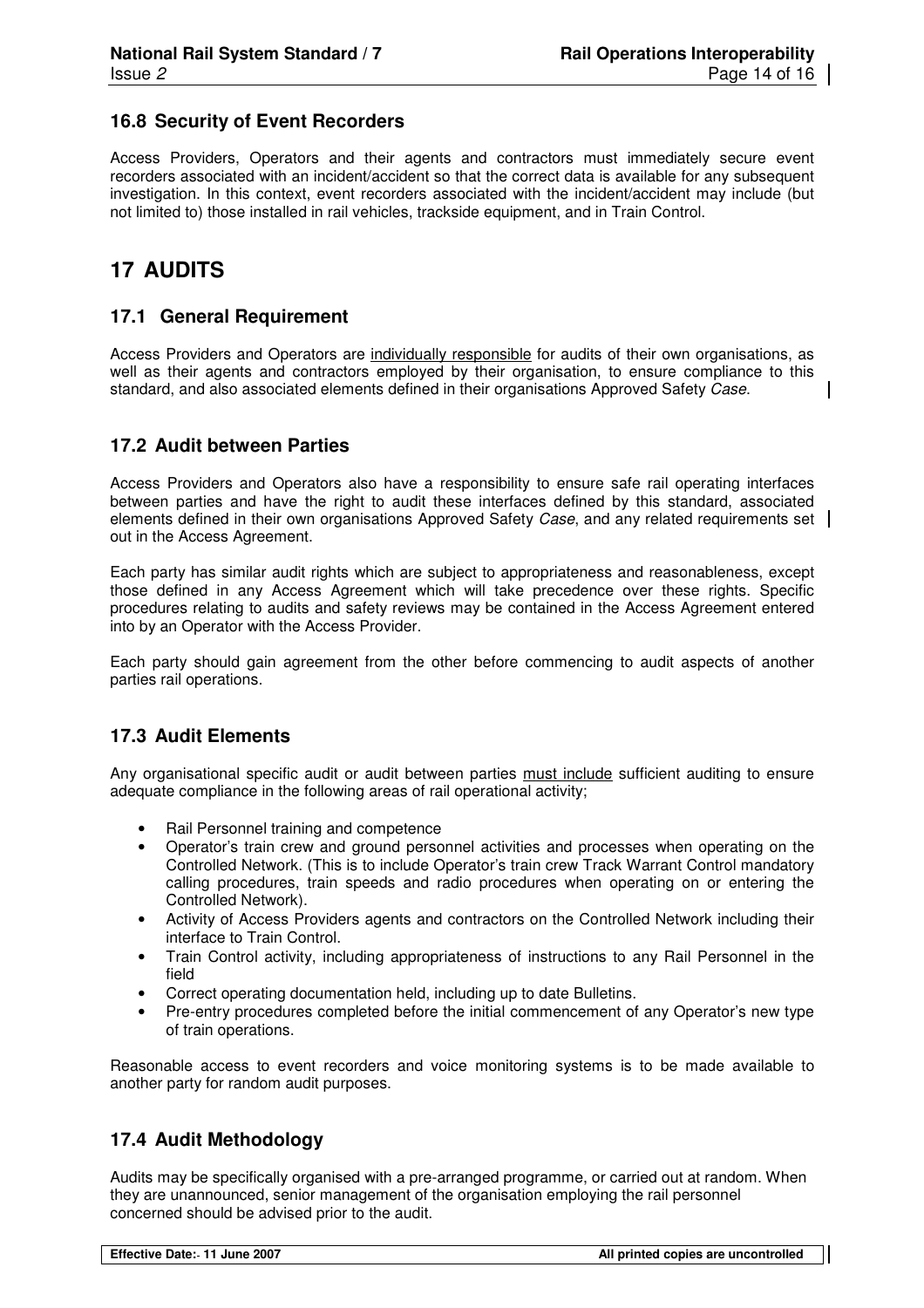### 16.8 Security of Event Recorders

Access Providers, Operators and their agents and contractors must immediately secure event recorders associated with an incident/accident so that the correct data is available for any subsequent investigation. In this context, event recorders associated with the incident/accident may include (but not limited to) those installed in rail vehicles, trackside equipment, and in Train Control.

## 17 AUDITS

### 17.1 General Requirement

Access Providers and Operators are individually responsible for audits of their own organisations, as well as their agents and contractors employed by their organisation, to ensure compliance to this standard, and also associated elements defined in their organisations Approved Safety *Case*.

### 17.2 Audit between Parties

Access Providers and Operators also have a responsibility to ensure safe rail operating interfaces between parties and have the right to audit these interfaces defined by this standard, associated elements defined in their own organisations Approved Safety *Case*, and any related requirements set out in the Access Agreement.

Each party has similar audit rights which are subject to appropriateness and reasonableness, except those defined in any Access Agreement which will take precedence over these rights. Specific procedures relating to audits and safety reviews may be contained in the Access Agreement entered into by an Operator with the Access Provider.

Each party should gain agreement from the other before commencing to audit aspects of another parties rail operations.

### 17.3 Audit Elements

Any organisational specific audit or audit between parties must include sufficient auditing to ensure adequate compliance in the following areas of rail operational activity;

- Rail Personnel training and competence
- Operator's train crew and ground personnel activities and processes when operating on the Controlled Network. (This is to include Operator's train crew Track Warrant Control mandatory calling procedures, train speeds and radio procedures when operating on or entering the Controlled Network).
- Activity of Access Providers agents and contractors on the Controlled Network including their interface to Train Control.
- Train Control activity, including appropriateness of instructions to any Rail Personnel in the field
- Correct operating documentation held, including up to date Bulletins.
- Pre-entry procedures completed before the initial commencement of any Operator's new type of train operations.

Reasonable access to event recorders and voice monitoring systems is to be made available to another party for random audit purposes.

### 17.4 Audit Methodology

Audits may be specifically organised with a pre-arranged programme, or carried out at random. When they are unannounced, senior management of the organisation employing the rail personnel concerned should be advised prior to the audit.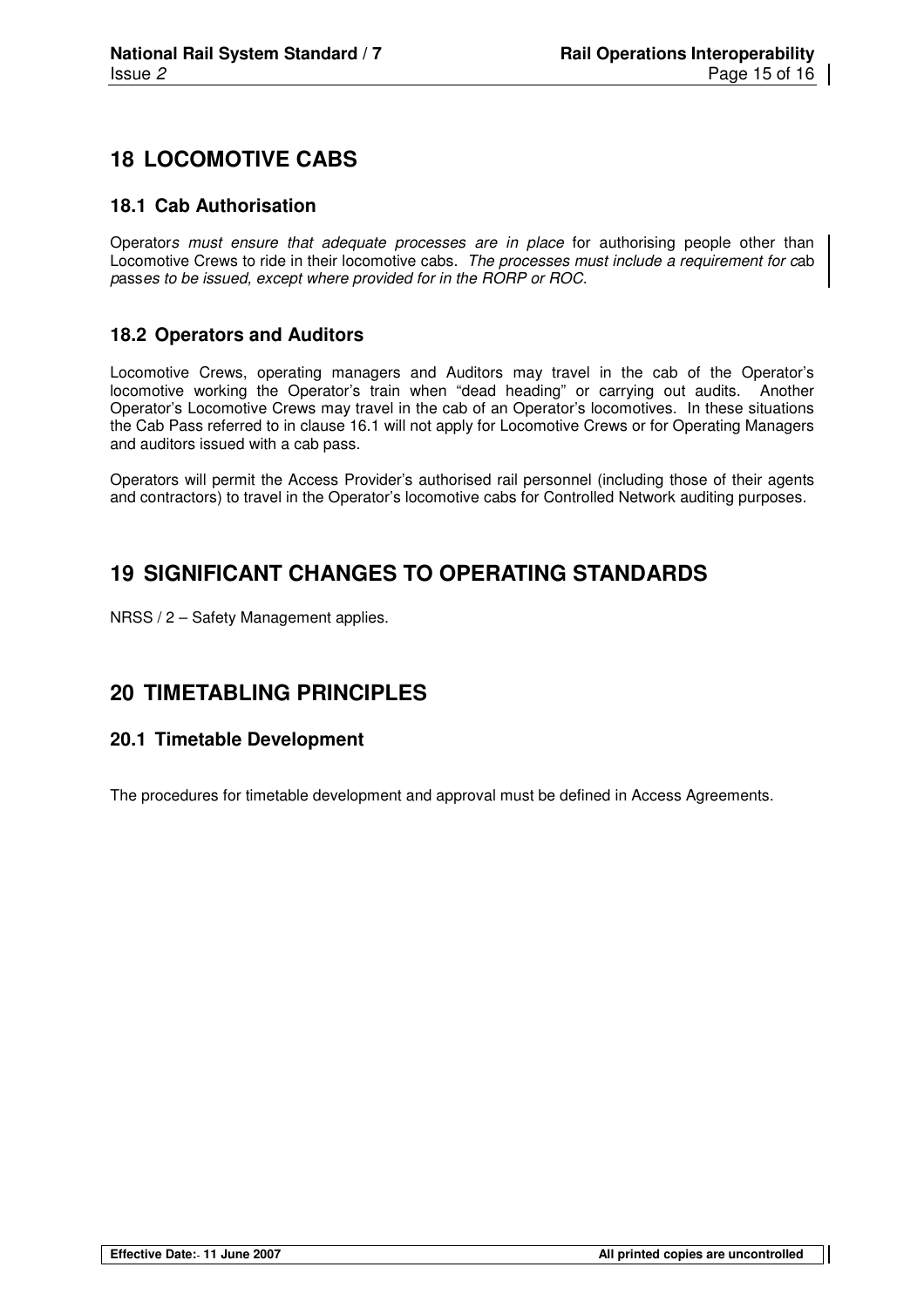## 18 LOCOMOTIVE CABS

### 18.1 Cab Authorisation

Operator*s must ensure that adequate processes are in place* for authorising people other than Locomotive Crews to ride in their locomotive cabs. *The processes must include a requirement for c*ab *pass*es *to be issued, except where provided for in the RORP or ROC.*

### 18.2 Operators and Auditors

Locomotive Crews, operating managers and Auditors may travel in the cab of the Operator's locomotive working the Operator's train when "dead heading" or carrying out audits. Another Operator's Locomotive Crews may travel in the cab of an Operator's locomotives. In these situations the Cab Pass referred to in clause 16.1 will not apply for Locomotive Crews or for Operating Managers and auditors issued with a cab pass.

Operators will permit the Access Provider's authorised rail personnel (including those of their agents and contractors) to travel in the Operator's locomotive cabs for Controlled Network auditing purposes.

## 19 SIGNIFICANT CHANGES TO OPERATING STANDARDS

NRSS / 2 – Safety Management applies.

## 20 TIMETABLING PRINCIPLES

### 20.1 Timetable Development

The procedures for timetable development and approval must be defined in Access Agreements.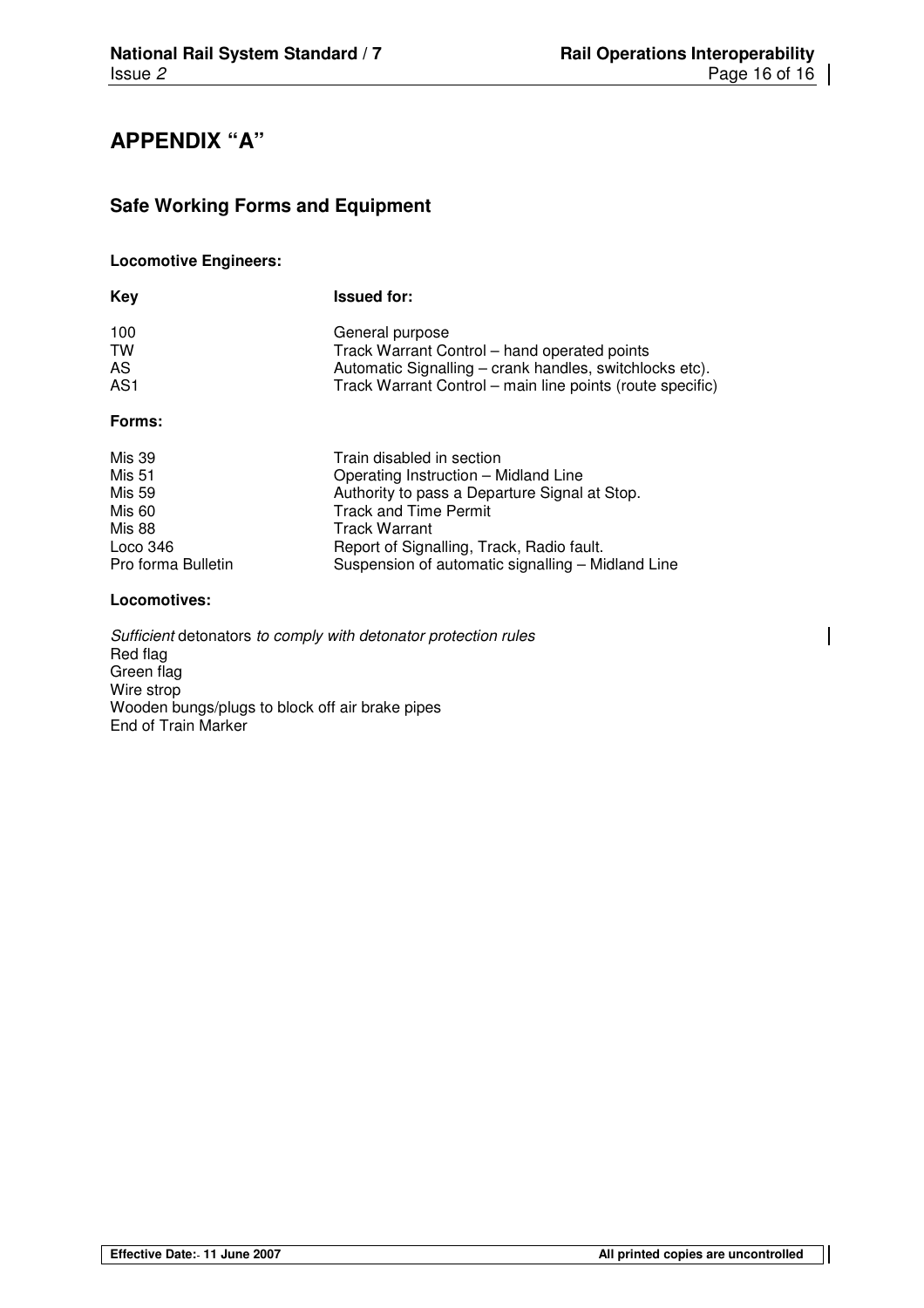# APPENDIX "A"

## Safe Working Forms and Equipment

**Locomotive Engineers:**

| **Key** | **Issued for:** |
|---|---|
| 100 | General purpose |
| TW | Track Warrant Control – hand operated points |
| AS | Automatic Signalling – crank handles, switchlocks etc). |
| AS1 | Track Warrant Control – main line points (route specific) |

**Forms:**

| | |
|---|---|
| Mis 39 | Train disabled in section |
| Mis 51 | Operating Instruction – Midland Line |
| Mis 59 | Authority to pass a Departure Signal at Stop. |
| Mis 60 | Track and Time Permit |
| Mis 88 | Track Warrant |
| Loco 346 | Report of Signalling, Track, Radio fault. |
| Pro forma Bulletin | Suspension of automatic signalling – Midland Line |

**Locomotives:**

*Sufficient* detonators *to comply with detonator protection rules*
Red flag
Green flag
Wire strop
Wooden bungs/plugs to block off air brake pipes
End of Train Marker